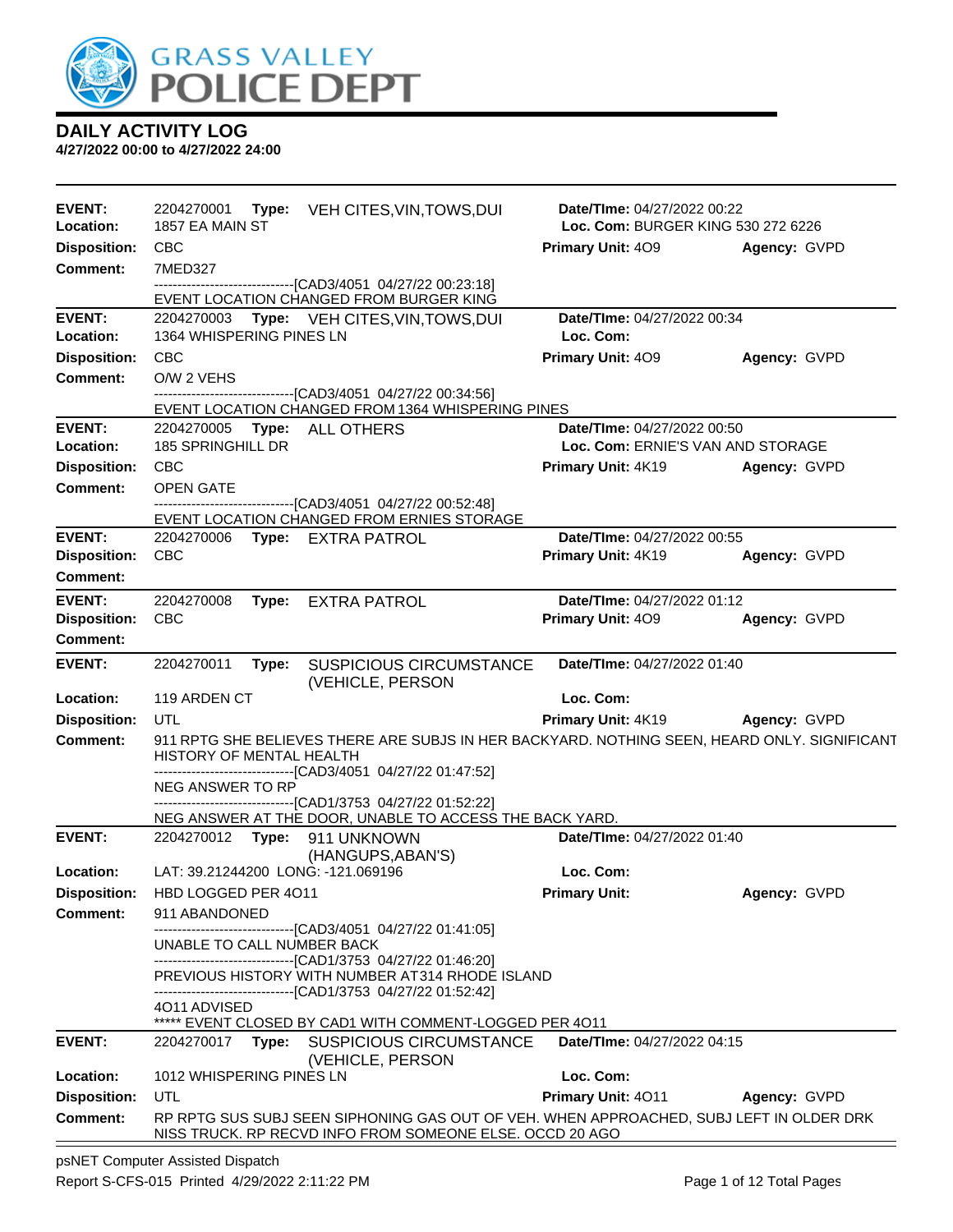# DAILY ACTIVITY LOG

**4/27/2022 00:00 to 4/27/2022 24:00**

---

**EVENT:** 2204270001 **Type:** VEH CITES,VIN,TOWS,DUI **Date/TIme:** 04/27/2022 00:22
**Location:** 1857 EA MAIN ST **Loc. Com:** BURGER KING 530 272 6226
**Disposition:** CBC **Primary Unit:** 4O9 **Agency:** GVPD
**Comment:** 7MED327

------------------------------[CAD3/4051 04/27/22 00:23:18]
EVENT LOCATION CHANGED FROM BURGER KING

---

**EVENT:** 2204270003 **Type:** VEH CITES,VIN,TOWS,DUI **Date/TIme:** 04/27/2022 00:34
**Location:** 1364 WHISPERING PINES LN **Loc. Com:**
**Disposition:** CBC **Primary Unit:** 4O9 **Agency:** GVPD
**Comment:** O/W 2 VEHS

------------------------------[CAD3/4051 04/27/22 00:34:56]
EVENT LOCATION CHANGED FROM 1364 WHISPERING PINES

---

**EVENT:** 2204270005 **Type:** ALL OTHERS **Date/TIme:** 04/27/2022 00:50
**Location:** 185 SPRINGHILL DR **Loc. Com:** ERNIE'S VAN AND STORAGE
**Disposition:** CBC **Primary Unit:** 4K19 **Agency:** GVPD
**Comment:** OPEN GATE

------------------------------[CAD3/4051 04/27/22 00:52:48]
EVENT LOCATION CHANGED FROM ERNIES STORAGE

---

**EVENT:** 2204270006 **Type:** EXTRA PATROL **Date/TIme:** 04/27/2022 00:55
**Disposition:** CBC **Primary Unit:** 4K19 **Agency:** GVPD
**Comment:**

---

**EVENT:** 2204270008 **Type:** EXTRA PATROL **Date/TIme:** 04/27/2022 01:12
**Disposition:** CBC **Primary Unit:** 4O9 **Agency:** GVPD
**Comment:**

---

**EVENT:** 2204270011 **Type:** SUSPICIOUS CIRCUMSTANCE (VEHICLE, PERSON **Date/TIme:** 04/27/2022 01:40
**Location:** 119 ARDEN CT **Loc. Com:**
**Disposition:** UTL **Primary Unit:** 4K19 **Agency:** GVPD
**Comment:** 911 RPTG SHE BELIEVES THERE ARE SUBJS IN HER BACKYARD. NOTHING SEEN, HEARD ONLY. SIGNIFICANT HISTORY OF MENTAL HEALTH

------------------------------[CAD3/4051 04/27/22 01:47:52]
NEG ANSWER TO RP
------------------------------[CAD1/3753 04/27/22 01:52:22]
NEG ANSWER AT THE DOOR, UNABLE TO ACCESS THE BACK YARD.

---

**EVENT:** 2204270012 **Type:** 911 UNKNOWN (HANGUPS,ABAN'S) **Date/TIme:** 04/27/2022 01:40
**Location:** LAT: 39.21244200 LONG: -121.069196 **Loc. Com:**
**Disposition:** HBD LOGGED PER 4O11 **Primary Unit:** **Agency:** GVPD
**Comment:** 911 ABANDONED

------------------------------[CAD3/4051 04/27/22 01:41:05]
UNABLE TO CALL NUMBER BACK
------------------------------[CAD1/3753 04/27/22 01:46:20]
PREVIOUS HISTORY WITH NUMBER AT 314 RHODE ISLAND
------------------------------[CAD1/3753 04/27/22 01:52:42]
4O11 ADVISED
***** EVENT CLOSED BY CAD1 WITH COMMENT-LOGGED PER 4O11

---

**EVENT:** 2204270017 **Type:** SUSPICIOUS CIRCUMSTANCE (VEHICLE, PERSON **Date/TIme:** 04/27/2022 04:15
**Location:** 1012 WHISPERING PINES LN **Loc. Com:**
**Disposition:** UTL **Primary Unit:** 4O11 **Agency:** GVPD
**Comment:** RP RPTG SUS SUBJ SEEN SIPHONING GAS OUT OF VEH. WHEN APPROACHED, SUBJ LEFT IN OLDER DRK NISS TRUCK. RP RECVD INFO FROM SOMEONE ELSE. OCCD 20 AGO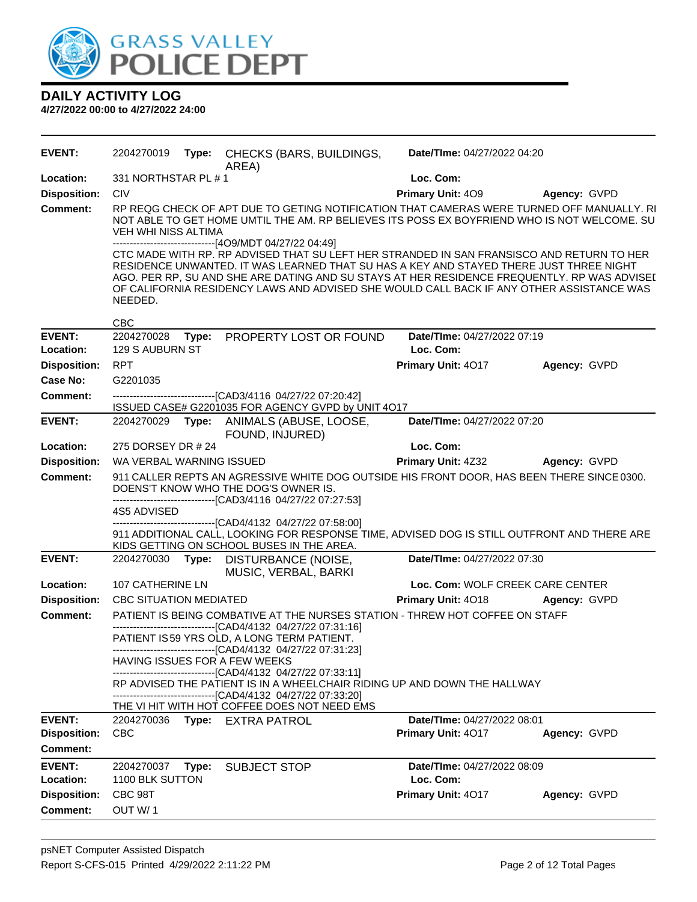# DAILY ACTIVITY LOG

**4/27/2022 00:00 to 4/27/2022 24:00**

| | | | |
|---|---|---|---|
| **EVENT:** | 2204270019 **Type:** CHECKS (BARS, BUILDINGS, AREA) | **Date/TIme:** 04/27/2022 04:20 | |
| **Location:** | 331 NORTHSTAR PL # 1 | **Loc. Com:** | |
| **Disposition:** | CIV | **Primary Unit:** 4O9 | **Agency:** GVPD |

**Comment:** RP REQG CHECK OF APT DUE TO GETING NOTIFICATION THAT CAMERAS WERE TURNED OFF MANUALLY. RI NOT ABLE TO GET HOME UMTIL THE AM. RP BELIEVES ITS POSS EX BOYFRIEND WHO IS NOT WELCOME. SU VEH WHI NISS ALTIMA

-------------------------------[4O9/MDT 04/27/22 04:49]

CTC MADE WITH RP. RP ADVISED THAT SU LEFT HER STRANDED IN SAN FRANSISCO AND RETURN TO HER RESIDENCE UNWANTED. IT WAS LEARNED THAT SU HAS A KEY AND STAYED THERE JUST THREE NIGHT AGO. PER RP, SU AND SHE ARE DATING AND SU STAYS AT HER RESIDENCE FREQUENTLY. RP WAS ADVISEI OF CALIFORNIA RESIDENCY LAWS AND ADVISED SHE WOULD CALL BACK IF ANY OTHER ASSISTANCE WAS NEEDED.

CBC

| | | | |
|---|---|---|---|
| **EVENT:** | 2204270028 **Type:** PROPERTY LOST OR FOUND | **Date/TIme:** 04/27/2022 07:19 | |
| **Location:** | 129 S AUBURN ST | **Loc. Com:** | |
| **Disposition:** | RPT | **Primary Unit:** 4O17 | **Agency:** GVPD |
| **Case No:** | G2201035 | | |

**Comment:** -------------------------------[CAD3/4116 04/27/22 07:20:42]

ISSUED CASE# G2201035 FOR AGENCY GVPD by UNIT 4O17

| | | | |
|---|---|---|---|
| **EVENT:** | 2204270029 **Type:** ANIMALS (ABUSE, LOOSE, FOUND, INJURED) | **Date/TIme:** 04/27/2022 07:20 | |
| **Location:** | 275 DORSEY DR # 24 | **Loc. Com:** | |
| **Disposition:** | WA VERBAL WARNING ISSUED | **Primary Unit:** 4Z32 | **Agency:** GVPD |

**Comment:** 911 CALLER REPTS AN AGRESSIVE WHITE DOG OUTSIDE HIS FRONT DOOR, HAS BEEN THERE SINCE 0300. DOENS'T KNOW WHO THE DOG'S OWNER IS.

-------------------------------[CAD3/4116 04/27/22 07:27:53]

4S5 ADVISED

-------------------------------[CAD4/4132 04/27/22 07:58:00]

911 ADDITIONAL CALL, LOOKING FOR RESPONSE TIME, ADVISED DOG IS STILL OUTFRONT AND THERE ARE KIDS GETTING ON SCHOOL BUSES IN THE AREA.

| | | | |
|---|---|---|---|
| **EVENT:** | 2204270030 **Type:** DISTURBANCE (NOISE, MUSIC, VERBAL, BARKI | **Date/TIme:** 04/27/2022 07:30 | |
| **Location:** | 107 CATHERINE LN | **Loc. Com:** WOLF CREEK CARE CENTER | |
| **Disposition:** | CBC SITUATION MEDIATED | **Primary Unit:** 4O18 | **Agency:** GVPD |

**Comment:** PATIENT IS BEING COMBATIVE AT THE NURSES STATION - THREW HOT COFFEE ON STAFF

-------------------------------[CAD4/4132 04/27/22 07:31:16]

PATIENT IS 59 YRS OLD, A LONG TERM PATIENT.

-------------------------------[CAD4/4132 04/27/22 07:31:23]

HAVING ISSUES FOR A FEW WEEKS

-------------------------------[CAD4/4132 04/27/22 07:33:11]

RP ADVISED THE PATIENT IS IN A WHEELCHAIR RIDING UP AND DOWN THE HALLWAY

-------------------------------[CAD4/4132 04/27/22 07:33:20]

THE VI HIT WITH HOT COFFEE DOES NOT NEED EMS

| | | | |
|---|---|---|---|
| **EVENT:** | 2204270036 **Type:** EXTRA PATROL | **Date/TIme:** 04/27/2022 08:01 | |
| **Disposition:** | CBC | **Primary Unit:** 4O17 | **Agency:** GVPD |
| **Comment:** | | | |

| | | | |
|---|---|---|---|
| **EVENT:** | 2204270037 **Type:** SUBJECT STOP | **Date/TIme:** 04/27/2022 08:09 | |
| **Location:** | 1100 BLK SUTTON | **Loc. Com:** | |
| **Disposition:** | CBC 98T | **Primary Unit:** 4O17 | **Agency:** GVPD |
| **Comment:** | OUT W/ 1 | | |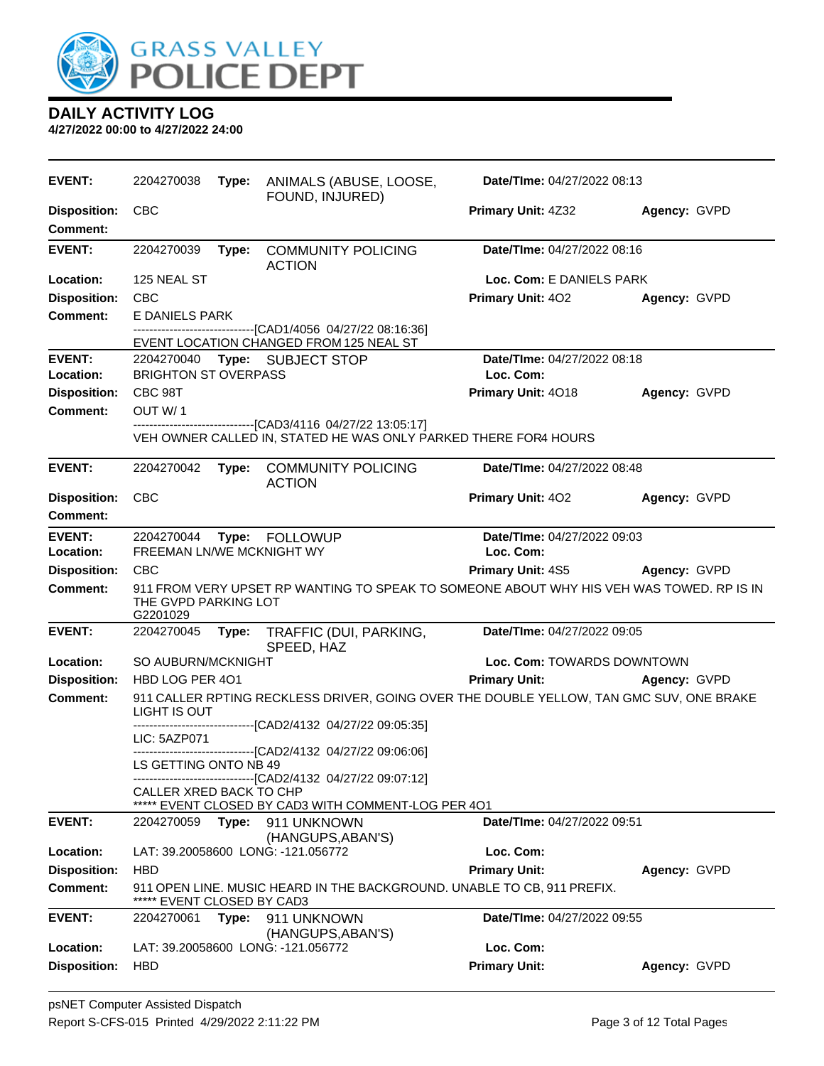# GRASS VALLEY POLICE DEPT

## DAILY ACTIVITY LOG

**4/27/2022 00:00 to 4/27/2022 24:00**

---

**EVENT:** 2204270038 **Type:** ANIMALS (ABUSE, LOOSE, FOUND, INJURED) **Date/TIme:** 04/27/2022 08:13
**Disposition:** CBC **Primary Unit:** 4Z32 **Agency:** GVPD
**Comment:**

---

**EVENT:** 2204270039 **Type:** COMMUNITY POLICING ACTION **Date/TIme:** 04/27/2022 08:16
**Location:** 125 NEAL ST **Loc. Com:** E DANIELS PARK
**Disposition:** CBC **Primary Unit:** 4O2 **Agency:** GVPD
**Comment:** E DANIELS PARK
------------------------------[CAD1/4056 04/27/22 08:16:36]
EVENT LOCATION CHANGED FROM 125 NEAL ST

---

**EVENT:** 2204270040 **Type:** SUBJECT STOP **Date/TIme:** 04/27/2022 08:18
**Location:** BRIGHTON ST OVERPASS **Loc. Com:**
**Disposition:** CBC 98T **Primary Unit:** 4O18 **Agency:** GVPD
**Comment:** OUT W/ 1
------------------------------[CAD3/4116 04/27/22 13:05:17]
VEH OWNER CALLED IN, STATED HE WAS ONLY PARKED THERE FOR4 HOURS

---

**EVENT:** 2204270042 **Type:** COMMUNITY POLICING ACTION **Date/TIme:** 04/27/2022 08:48
**Disposition:** CBC **Primary Unit:** 4O2 **Agency:** GVPD
**Comment:**

---

**EVENT:** 2204270044 **Type:** FOLLOWUP **Date/TIme:** 04/27/2022 09:03
**Location:** FREEMAN LN/WE MCKNIGHT WY **Loc. Com:**
**Disposition:** CBC **Primary Unit:** 4S5 **Agency:** GVPD
**Comment:** 911 FROM VERY UPSET RP WANTING TO SPEAK TO SOMEONE ABOUT WHY HIS VEH WAS TOWED. RP IS IN THE GVPD PARKING LOT
G2201029

---

**EVENT:** 2204270045 **Type:** TRAFFIC (DUI, PARKING, SPEED, HAZ **Date/TIme:** 04/27/2022 09:05
**Location:** SO AUBURN/MCKNIGHT **Loc. Com:** TOWARDS DOWNTOWN
**Disposition:** HBD LOG PER 4O1 **Primary Unit:** **Agency:** GVPD
**Comment:** 911 CALLER RPTING RECKLESS DRIVER, GOING OVER THE DOUBLE YELLOW, TAN GMC SUV, ONE BRAKE LIGHT IS OUT
------------------------------[CAD2/4132 04/27/22 09:05:35]
LIC: 5AZP071
------------------------------[CAD2/4132 04/27/22 09:06:06]
LS GETTING ONTO NB 49
------------------------------[CAD2/4132 04/27/22 09:07:12]
CALLER XRED BACK TO CHP
***** EVENT CLOSED BY CAD3 WITH COMMENT-LOG PER 4O1

---

**EVENT:** 2204270059 **Type:** 911 UNKNOWN (HANGUPS,ABAN'S) **Date/TIme:** 04/27/2022 09:51
**Location:** LAT: 39.20058600 LONG: -121.056772 **Loc. Com:**
**Disposition:** HBD **Primary Unit:** **Agency:** GVPD
**Comment:** 911 OPEN LINE. MUSIC HEARD IN THE BACKGROUND. UNABLE TO CB, 911 PREFIX.
***** EVENT CLOSED BY CAD3

---

**EVENT:** 2204270061 **Type:** 911 UNKNOWN (HANGUPS,ABAN'S) **Date/TIme:** 04/27/2022 09:55
**Location:** LAT: 39.20058600 LONG: -121.056772 **Loc. Com:**
**Disposition:** HBD **Primary Unit:** **Agency:** GVPD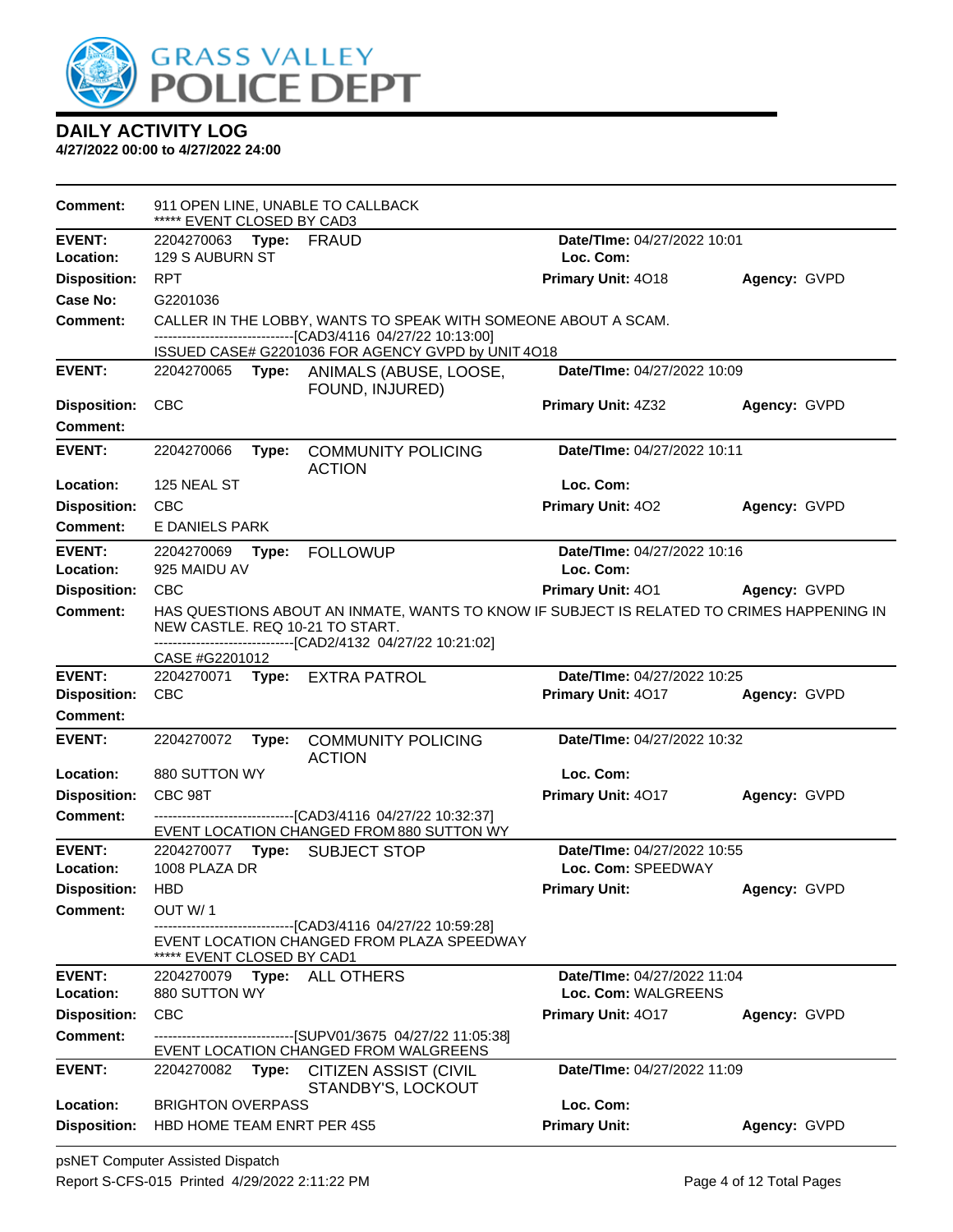# DAILY ACTIVITY LOG

**4/27/2022 00:00 to 4/27/2022 24:00**

**Comment:** 911 OPEN LINE, UNABLE TO CALLBACK
***** EVENT CLOSED BY CAD3

---

**EVENT:** 2204270063 **Type:** FRAUD **Date/TIme:** 04/27/2022 10:01
**Location:** 129 S AUBURN ST **Loc. Com:**
**Disposition:** RPT **Primary Unit:** 4O18 **Agency:** GVPD
**Case No:** G2201036
**Comment:** CALLER IN THE LOBBY, WANTS TO SPEAK WITH SOMEONE ABOUT A SCAM.
------------------------------[CAD3/4116 04/27/22 10:13:00]
ISSUED CASE# G2201036 FOR AGENCY GVPD by UNIT 4O18

---

**EVENT:** 2204270065 **Type:** ANIMALS (ABUSE, LOOSE, FOUND, INJURED) **Date/TIme:** 04/27/2022 10:09
**Disposition:** CBC **Primary Unit:** 4Z32 **Agency:** GVPD
**Comment:**

---

**EVENT:** 2204270066 **Type:** COMMUNITY POLICING ACTION **Date/TIme:** 04/27/2022 10:11
**Location:** 125 NEAL ST **Loc. Com:**
**Disposition:** CBC **Primary Unit:** 4O2 **Agency:** GVPD
**Comment:** E DANIELS PARK

---

**EVENT:** 2204270069 **Type:** FOLLOWUP **Date/TIme:** 04/27/2022 10:16
**Location:** 925 MAIDU AV **Loc. Com:**
**Disposition:** CBC **Primary Unit:** 4O1 **Agency:** GVPD
**Comment:** HAS QUESTIONS ABOUT AN INMATE, WANTS TO KNOW IF SUBJECT IS RELATED TO CRIMES HAPPENING IN NEW CASTLE. REQ 10-21 TO START.
------------------------------[CAD2/4132 04/27/22 10:21:02]
CASE #G2201012

---

**EVENT:** 2204270071 **Type:** EXTRA PATROL **Date/TIme:** 04/27/2022 10:25
**Disposition:** CBC **Primary Unit:** 4O17 **Agency:** GVPD
**Comment:**

---

**EVENT:** 2204270072 **Type:** COMMUNITY POLICING ACTION **Date/TIme:** 04/27/2022 10:32
**Location:** 880 SUTTON WY **Loc. Com:**
**Disposition:** CBC 98T **Primary Unit:** 4O17 **Agency:** GVPD
**Comment:** ------------------------------[CAD3/4116 04/27/22 10:32:37]
EVENT LOCATION CHANGED FROM 880 SUTTON WY

---

**EVENT:** 2204270077 **Type:** SUBJECT STOP **Date/TIme:** 04/27/2022 10:55
**Location:** 1008 PLAZA DR **Loc. Com:** SPEEDWAY
**Disposition:** HBD **Primary Unit:** **Agency:** GVPD
**Comment:** OUT W/ 1
------------------------------[CAD3/4116 04/27/22 10:59:28]
EVENT LOCATION CHANGED FROM PLAZA SPEEDWAY
***** EVENT CLOSED BY CAD1

---

**EVENT:** 2204270079 **Type:** ALL OTHERS **Date/TIme:** 04/27/2022 11:04
**Location:** 880 SUTTON WY **Loc. Com:** WALGREENS
**Disposition:** CBC **Primary Unit:** 4O17 **Agency:** GVPD
**Comment:** ------------------------------[SUPV01/3675 04/27/22 11:05:38]
EVENT LOCATION CHANGED FROM WALGREENS

---

**EVENT:** 2204270082 **Type:** CITIZEN ASSIST (CIVIL STANDBY'S, LOCKOUT **Date/TIme:** 04/27/2022 11:09
**Location:** BRIGHTON OVERPASS **Loc. Com:**
**Disposition:** HBD HOME TEAM ENRT PER 4S5 **Primary Unit:** **Agency:** GVPD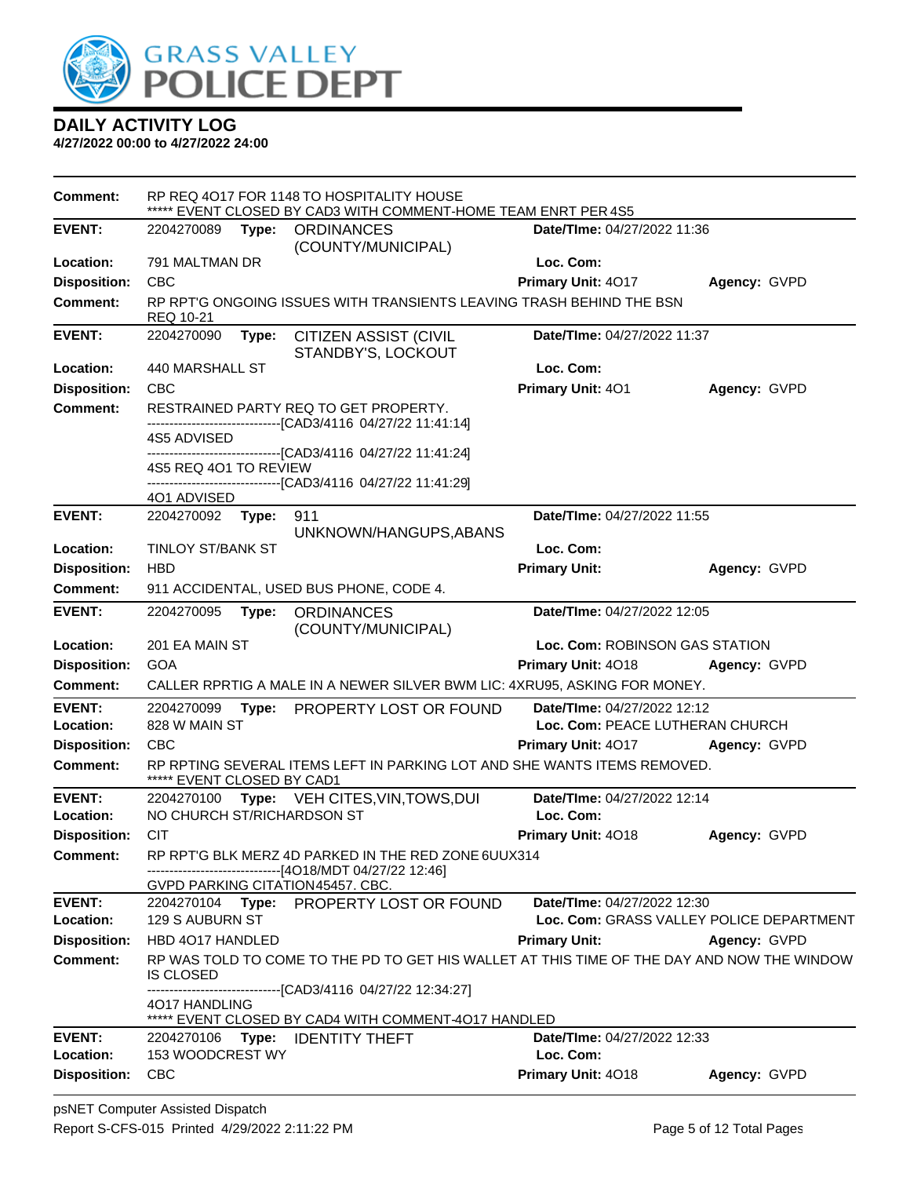# DAILY ACTIVITY LOG

**4/27/2022 00:00 to 4/27/2022 24:00**

**Comment:** RP REQ 4O17 FOR 1148 TO HOSPITALITY HOUSE
***** EVENT CLOSED BY CAD3 WITH COMMENT-HOME TEAM ENRT PER 4S5

---

**EVENT:** 2204270089 **Type:** ORDINANCES (COUNTY/MUNICIPAL) **Date/TIme:** 04/27/2022 11:36
**Location:** 791 MALTMAN DR **Loc. Com:**
**Disposition:** CBC **Primary Unit:** 4O17 **Agency:** GVPD
**Comment:** RP RPT'G ONGOING ISSUES WITH TRANSIENTS LEAVING TRASH BEHIND THE BSN REQ 10-21

---

**EVENT:** 2204270090 **Type:** CITIZEN ASSIST (CIVIL STANDBY'S, LOCKOUT **Date/TIme:** 04/27/2022 11:37
**Location:** 440 MARSHALL ST **Loc. Com:**
**Disposition:** CBC **Primary Unit:** 4O1 **Agency:** GVPD
**Comment:** RESTRAINED PARTY REQ TO GET PROPERTY.
------------------------------[CAD3/4116 04/27/22 11:41:14]
4S5 ADVISED
------------------------------[CAD3/4116 04/27/22 11:41:24]
4S5 REQ 4O1 TO REVIEW
------------------------------[CAD3/4116 04/27/22 11:41:29]
4O1 ADVISED

---

**EVENT:** 2204270092 **Type:** 911 UNKNOWN/HANGUPS,ABANS **Date/TIme:** 04/27/2022 11:55
**Location:** TINLOY ST/BANK ST **Loc. Com:**
**Disposition:** HBD **Primary Unit:** **Agency:** GVPD
**Comment:** 911 ACCIDENTAL, USED BUS PHONE, CODE 4.

---

**EVENT:** 2204270095 **Type:** ORDINANCES (COUNTY/MUNICIPAL) **Date/TIme:** 04/27/2022 12:05
**Location:** 201 EA MAIN ST **Loc. Com:** ROBINSON GAS STATION
**Disposition:** GOA **Primary Unit:** 4O18 **Agency:** GVPD
**Comment:** CALLER RPRTIG A MALE IN A NEWER SILVER BWM LIC: 4XRU95, ASKING FOR MONEY.

---

**EVENT:** 2204270099 **Type:** PROPERTY LOST OR FOUND **Date/TIme:** 04/27/2022 12:12
**Location:** 828 W MAIN ST **Loc. Com:** PEACE LUTHERAN CHURCH
**Disposition:** CBC **Primary Unit:** 4O17 **Agency:** GVPD
**Comment:** RP RPTING SEVERAL ITEMS LEFT IN PARKING LOT AND SHE WANTS ITEMS REMOVED.
***** EVENT CLOSED BY CAD1

---

**EVENT:** 2204270100 **Type:** VEH CITES,VIN,TOWS,DUI **Date/TIme:** 04/27/2022 12:14
**Location:** NO CHURCH ST/RICHARDSON ST **Loc. Com:**
**Disposition:** CIT **Primary Unit:** 4O18 **Agency:** GVPD
**Comment:** RP RPT'G BLK MERZ 4D PARKED IN THE RED ZONE 6UUX314
------------------------------[4O18/MDT 04/27/22 12:46]
GVPD PARKING CITATION45457. CBC.

---

**EVENT:** 2204270104 **Type:** PROPERTY LOST OR FOUND **Date/TIme:** 04/27/2022 12:30
**Location:** 129 S AUBURN ST **Loc. Com:** GRASS VALLEY POLICE DEPARTMENT
**Disposition:** HBD 4O17 HANDLED **Primary Unit:** **Agency:** GVPD
**Comment:** RP WAS TOLD TO COME TO THE PD TO GET HIS WALLET AT THIS TIME OF THE DAY AND NOW THE WINDOW IS CLOSED
------------------------------[CAD3/4116 04/27/22 12:34:27]
4O17 HANDLING
***** EVENT CLOSED BY CAD4 WITH COMMENT-4O17 HANDLED

---

**EVENT:** 2204270106 **Type:** IDENTITY THEFT **Date/TIme:** 04/27/2022 12:33
**Location:** 153 WOODCREST WY **Loc. Com:**
**Disposition:** CBC **Primary Unit:** 4O18 **Agency:** GVPD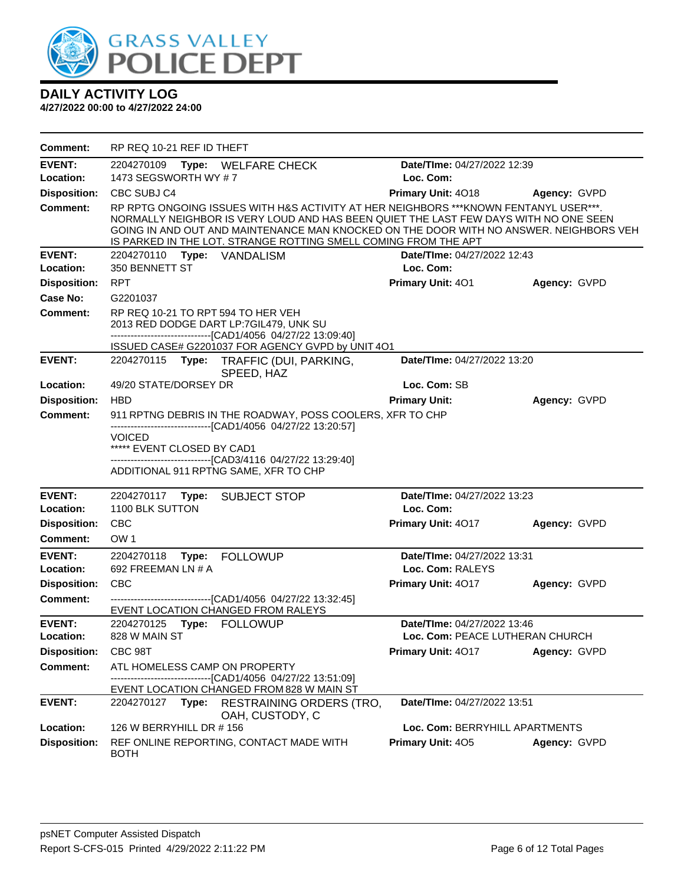# DAILY ACTIVITY LOG

**4/27/2022 00:00 to 4/27/2022 24:00**

**Comment:** RP REQ 10-21 REF ID THEFT

---

**EVENT:** 2204270109 **Type:** WELFARE CHECK **Date/TIme:** 04/27/2022 12:39
**Location:** 1473 SEGSWORTH WY # 7 **Loc. Com:**
**Disposition:** CBC SUBJ C4 **Primary Unit:** 4O18 **Agency:** GVPD
**Comment:** RP RPTG ONGOING ISSUES WITH H&S ACTIVITY AT HER NEIGHBORS ***KNOWN FENTANYL USER***. NORMALLY NEIGHBOR IS VERY LOUD AND HAS BEEN QUIET THE LAST FEW DAYS WITH NO ONE SEEN GOING IN AND OUT AND MAINTENANCE MAN KNOCKED ON THE DOOR WITH NO ANSWER. NEIGHBORS VEH IS PARKED IN THE LOT. STRANGE ROTTING SMELL COMING FROM THE APT

---

**EVENT:** 2204270110 **Type:** VANDALISM **Date/TIme:** 04/27/2022 12:43
**Location:** 350 BENNETT ST **Loc. Com:**
**Disposition:** RPT **Primary Unit:** 4O1 **Agency:** GVPD
**Case No:** G2201037
**Comment:** RP REQ 10-21 TO RPT 594 TO HER VEH
2013 RED DODGE DART LP:7GIL479, UNK SU
------------------------------[CAD1/4056 04/27/22 13:09:40]
ISSUED CASE# G2201037 FOR AGENCY GVPD by UNIT 4O1

---

**EVENT:** 2204270115 **Type:** TRAFFIC (DUI, PARKING, SPEED, HAZ **Date/TIme:** 04/27/2022 13:20
**Location:** 49/20 STATE/DORSEY DR **Loc. Com:** SB
**Disposition:** HBD **Primary Unit:** **Agency:** GVPD
**Comment:** 911 RPTNG DEBRIS IN THE ROADWAY, POSS COOLERS, XFR TO CHP
------------------------------[CAD1/4056 04/27/22 13:20:57]
VOICED
***** EVENT CLOSED BY CAD1
------------------------------[CAD3/4116 04/27/22 13:29:40]
ADDITIONAL 911 RPTNG SAME, XFR TO CHP

---

**EVENT:** 2204270117 **Type:** SUBJECT STOP **Date/TIme:** 04/27/2022 13:23
**Location:** 1100 BLK SUTTON **Loc. Com:**
**Disposition:** CBC **Primary Unit:** 4O17 **Agency:** GVPD
**Comment:** OW 1

---

**EVENT:** 2204270118 **Type:** FOLLOWUP **Date/TIme:** 04/27/2022 13:31
**Location:** 692 FREEMAN LN # A **Loc. Com:** RALEYS
**Disposition:** CBC **Primary Unit:** 4O17 **Agency:** GVPD
**Comment:** ------------------------------[CAD1/4056 04/27/22 13:32:45]
EVENT LOCATION CHANGED FROM RALEYS

---

**EVENT:** 2204270125 **Type:** FOLLOWUP **Date/TIme:** 04/27/2022 13:46
**Location:** 828 W MAIN ST **Loc. Com:** PEACE LUTHERAN CHURCH
**Disposition:** CBC 98T **Primary Unit:** 4O17 **Agency:** GVPD
**Comment:** ATL HOMELESS CAMP ON PROPERTY
------------------------------[CAD1/4056 04/27/22 13:51:09]
EVENT LOCATION CHANGED FROM 828 W MAIN ST

---

**EVENT:** 2204270127 **Type:** RESTRAINING ORDERS (TRO, OAH, CUSTODY, C **Date/TIme:** 04/27/2022 13:51
**Location:** 126 W BERRYHILL DR # 156 **Loc. Com:** BERRYHILL APARTMENTS
**Disposition:** REF ONLINE REPORTING, CONTACT MADE WITH BOTH **Primary Unit:** 4O5 **Agency:** GVPD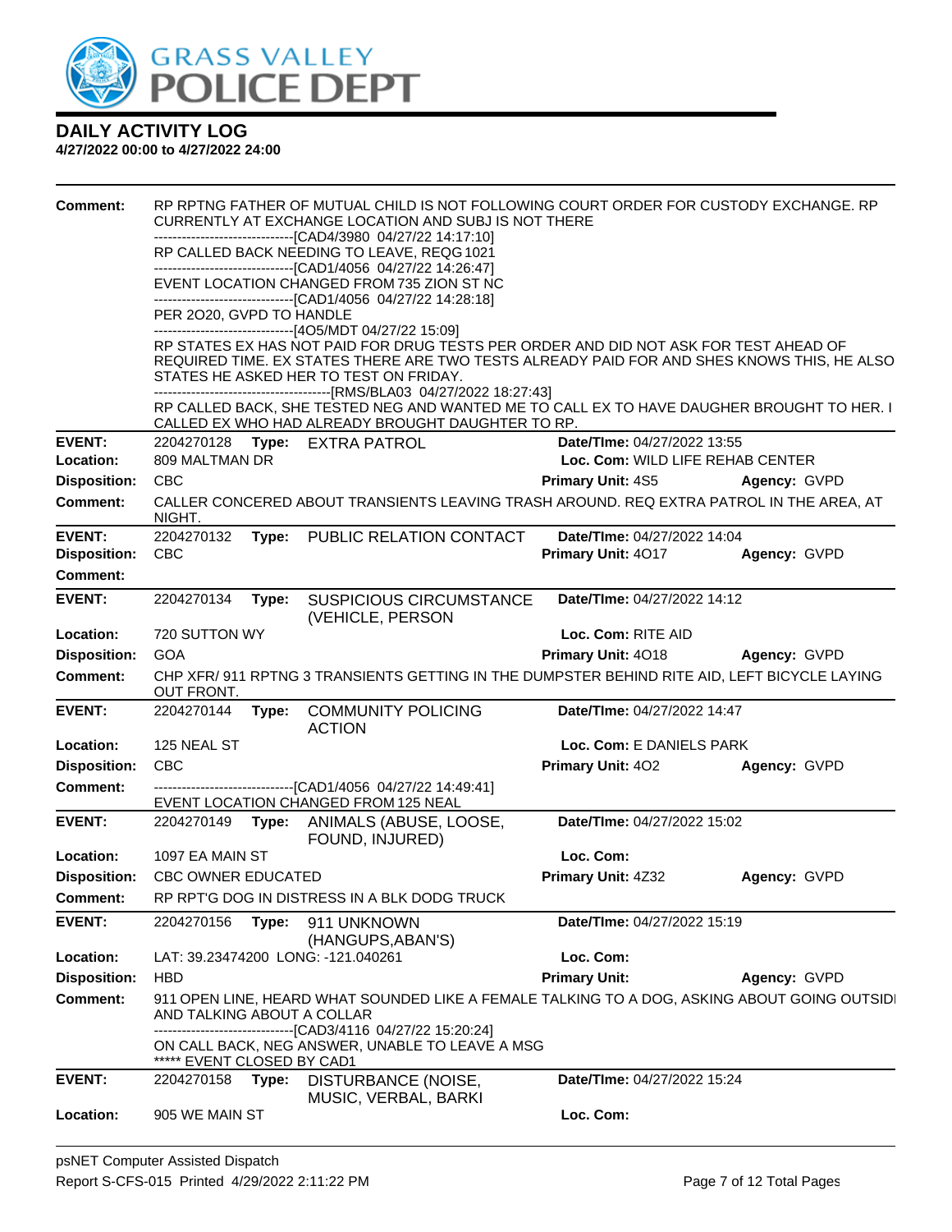# DAILY ACTIVITY LOG

**4/27/2022 00:00 to 4/27/2022 24:00**

**Comment:** RP RPTNG FATHER OF MUTUAL CHILD IS NOT FOLLOWING COURT ORDER FOR CUSTODY EXCHANGE. RP CURRENTLY AT EXCHANGE LOCATION AND SUBJ IS NOT THERE
------------------------------[CAD4/3980 04/27/22 14:17:10]
RP CALLED BACK NEEDING TO LEAVE, REQG 1021
------------------------------[CAD1/4056 04/27/22 14:26:47]
EVENT LOCATION CHANGED FROM 735 ZION ST NC
------------------------------[CAD1/4056 04/27/22 14:28:18]
PER 2O20, GVPD TO HANDLE
------------------------------[4O5/MDT 04/27/22 15:09]
RP STATES EX HAS NOT PAID FOR DRUG TESTS PER ORDER AND DID NOT ASK FOR TEST AHEAD OF REQUIRED TIME. EX STATES THERE ARE TWO TESTS ALREADY PAID FOR AND SHES KNOWS THIS, HE ALSO STATES HE ASKED HER TO TEST ON FRIDAY.
------------------------------------------[RMS/BLA03 04/27/2022 18:27:43]
RP CALLED BACK, SHE TESTED NEG AND WANTED ME TO CALL EX TO HAVE DAUGHER BROUGHT TO HER. I CALLED EX WHO HAD ALREADY BROUGHT DAUGHTER TO RP.

---

**EVENT:** 2204270128 **Type:** EXTRA PATROL **Date/TIme:** 04/27/2022 13:55
**Location:** 809 MALTMAN DR **Loc. Com:** WILD LIFE REHAB CENTER
**Disposition:** CBC **Primary Unit:** 4S5 **Agency:** GVPD
**Comment:** CALLER CONCERED ABOUT TRANSIENTS LEAVING TRASH AROUND. REQ EXTRA PATROL IN THE AREA, AT NIGHT.

---

**EVENT:** 2204270132 **Type:** PUBLIC RELATION CONTACT **Date/TIme:** 04/27/2022 14:04
**Disposition:** CBC **Primary Unit:** 4O17 **Agency:** GVPD
**Comment:**

---

**EVENT:** 2204270134 **Type:** SUSPICIOUS CIRCUMSTANCE (VEHICLE, PERSON **Date/TIme:** 04/27/2022 14:12
**Location:** 720 SUTTON WY **Loc. Com:** RITE AID
**Disposition:** GOA **Primary Unit:** 4O18 **Agency:** GVPD
**Comment:** CHP XFR/ 911 RPTNG 3 TRANSIENTS GETTING IN THE DUMPSTER BEHIND RITE AID, LEFT BICYCLE LAYING OUT FRONT.

---

**EVENT:** 2204270144 **Type:** COMMUNITY POLICING ACTION **Date/TIme:** 04/27/2022 14:47
**Location:** 125 NEAL ST **Loc. Com:** E DANIELS PARK
**Disposition:** CBC **Primary Unit:** 4O2 **Agency:** GVPD
**Comment:** ------------------------------[CAD1/4056 04/27/22 14:49:41]
EVENT LOCATION CHANGED FROM 125 NEAL

---

**EVENT:** 2204270149 **Type:** ANIMALS (ABUSE, LOOSE, FOUND, INJURED) **Date/TIme:** 04/27/2022 15:02
**Location:** 1097 EA MAIN ST **Loc. Com:**
**Disposition:** CBC OWNER EDUCATED **Primary Unit:** 4Z32 **Agency:** GVPD
**Comment:** RP RPT'G DOG IN DISTRESS IN A BLK DODG TRUCK

---

**EVENT:** 2204270156 **Type:** 911 UNKNOWN (HANGUPS,ABAN'S) **Date/TIme:** 04/27/2022 15:19
**Location:** LAT: 39.23474200 LONG: -121.040261 **Loc. Com:**
**Disposition:** HBD **Primary Unit:** **Agency:** GVPD
**Comment:** 911 OPEN LINE, HEARD WHAT SOUNDED LIKE A FEMALE TALKING TO A DOG, ASKING ABOUT GOING OUTSIDI AND TALKING ABOUT A COLLAR
------------------------------[CAD3/4116 04/27/22 15:20:24]
ON CALL BACK, NEG ANSWER, UNABLE TO LEAVE A MSG
***** EVENT CLOSED BY CAD1

---

**EVENT:** 2204270158 **Type:** DISTURBANCE (NOISE, MUSIC, VERBAL, BARKI **Date/TIme:** 04/27/2022 15:24
**Location:** 905 WE MAIN ST **Loc. Com:**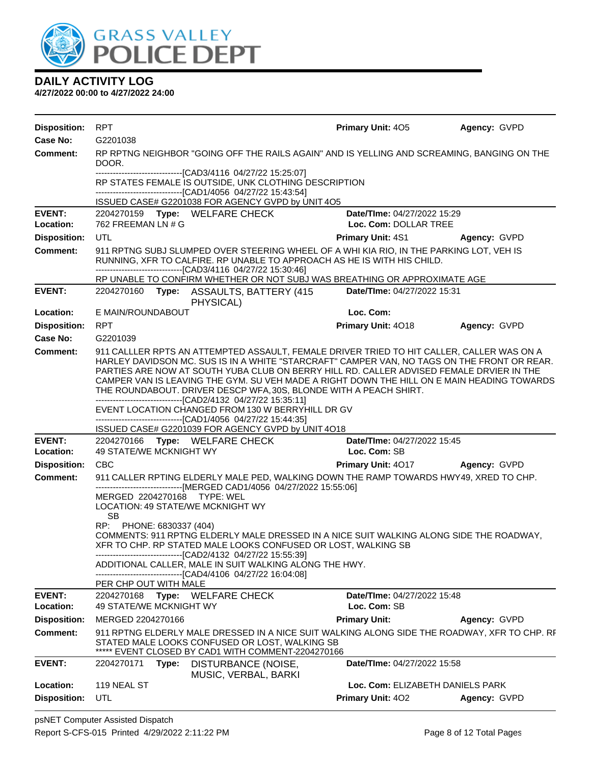# DAILY ACTIVITY LOG

**4/27/2022 00:00 to 4/27/2022 24:00**

| | | | |
|---|---|---|---|
| **Disposition:** RPT | | **Primary Unit:** 4O5 | **Agency:** GVPD |
| **Case No:** G2201038 | | | |

**Comment:** RP RPTNG NEIGHBOR "GOING OFF THE RAILS AGAIN" AND IS YELLING AND SCREAMING, BANGING ON THE DOOR.
------------------------------[CAD3/4116 04/27/22 15:25:07]
RP STATES FEMALE IS OUTSIDE, UNK CLOTHING DESCRIPTION
------------------------------[CAD1/4056 04/27/22 15:43:54]
ISSUED CASE# G2201038 FOR AGENCY GVPD by UNIT 4O5

---

| | | | |
|---|---|---|---|
| **EVENT:** 2204270159 | **Type:** WELFARE CHECK | **Date/TIme:** 04/27/2022 15:29 | |
| **Location:** 762 FREEMAN LN # G | | **Loc. Com:** DOLLAR TREE | |
| **Disposition:** UTL | | **Primary Unit:** 4S1 | **Agency:** GVPD |

**Comment:** 911 RPTNG SUBJ SLUMPED OVER STEERING WHEEL OF A WHI KIA RIO, IN THE PARKING LOT, VEH IS RUNNING, XFR TO CALFIRE. RP UNABLE TO APPROACH AS HE IS WITH HIS CHILD.
------------------------------[CAD3/4116 04/27/22 15:30:46]
RP UNABLE TO CONFIRM WHETHER OR NOT SUBJ WAS BREATHING OR APPROXIMATE AGE

---

| | | | |
|---|---|---|---|
| **EVENT:** 2204270160 | **Type:** ASSAULTS, BATTERY (415 PHYSICAL) | **Date/TIme:** 04/27/2022 15:31 | |
| **Location:** E MAIN/ROUNDABOUT | | **Loc. Com:** | |
| **Disposition:** RPT | | **Primary Unit:** 4O18 | **Agency:** GVPD |
| **Case No:** G2201039 | | | |

**Comment:** 911 CALLLER RPTS AN ATTEMPTED ASSAULT, FEMALE DRIVER TRIED TO HIT CALLER, CALLER WAS ON A HARLEY DAVIDSON MC. SUS IS IN A WHITE "STARCRAFT" CAMPER VAN, NO TAGS ON THE FRONT OR REAR. PARTIES ARE NOW AT SOUTH YUBA CLUB ON BERRY HILL RD. CALLER ADVISED FEMALE DRVIER IN THE CAMPER VAN IS LEAVING THE GYM. SU VEH MADE A RIGHT DOWN THE HILL ON E MAIN HEADING TOWARDS THE ROUNDABOUT. DRIVER DESCP WFA,30S, BLONDE WITH A PEACH SHIRT.
------------------------------[CAD2/4132 04/27/22 15:35:11]
EVENT LOCATION CHANGED FROM 130 W BERRYHILL DR GV
------------------------------[CAD1/4056 04/27/22 15:44:35]
ISSUED CASE# G2201039 FOR AGENCY GVPD by UNIT 4O18

---

| | | | |
|---|---|---|---|
| **EVENT:** 2204270166 | **Type:** WELFARE CHECK | **Date/TIme:** 04/27/2022 15:45 | |
| **Location:** 49 STATE/WE MCKNIGHT WY | | **Loc. Com:** SB | |
| **Disposition:** CBC | | **Primary Unit:** 4O17 | **Agency:** GVPD |

**Comment:** 911 CALLER RPTING ELDERLY MALE PED, WALKING DOWN THE RAMP TOWARDS HWY49, XRED TO CHP.
------------------------------[MERGED CAD1/4056 04/27/2022 15:55:06]
MERGED 2204270168 TYPE: WEL
LOCATION: 49 STATE/WE MCKNIGHT WY
SB
RP: PHONE: 6830337 (404)
COMMENTS: 911 RPTNG ELDERLY MALE DRESSED IN A NICE SUIT WALKING ALONG SIDE THE ROADWAY, XFR TO CHP. RP STATED MALE LOOKS CONFUSED OR LOST, WALKING SB
------------------------------[CAD2/4132 04/27/22 15:55:39]
ADDITIONAL CALLER, MALE IN SUIT WALKING ALONG THE HWY.
------------------------------[CAD4/4106 04/27/22 16:04:08]
PER CHP OUT WITH MALE

---

| | | | |
|---|---|---|---|
| **EVENT:** 2204270168 | **Type:** WELFARE CHECK | **Date/TIme:** 04/27/2022 15:48 | |
| **Location:** 49 STATE/WE MCKNIGHT WY | | **Loc. Com:** SB | |
| **Disposition:** MERGED 2204270166 | | **Primary Unit:** | **Agency:** GVPD |

**Comment:** 911 RPTNG ELDERLY MALE DRESSED IN A NICE SUIT WALKING ALONG SIDE THE ROADWAY, XFR TO CHP. RF STATED MALE LOOKS CONFUSED OR LOST, WALKING SB
***** EVENT CLOSED BY CAD1 WITH COMMENT-2204270166

---

| | | | |
|---|---|---|---|
| **EVENT:** 2204270171 | **Type:** DISTURBANCE (NOISE, MUSIC, VERBAL, BARKI | **Date/TIme:** 04/27/2022 15:58 | |
| **Location:** 119 NEAL ST | | **Loc. Com:** ELIZABETH DANIELS PARK | |
| **Disposition:** UTL | | **Primary Unit:** 4O2 | **Agency:** GVPD |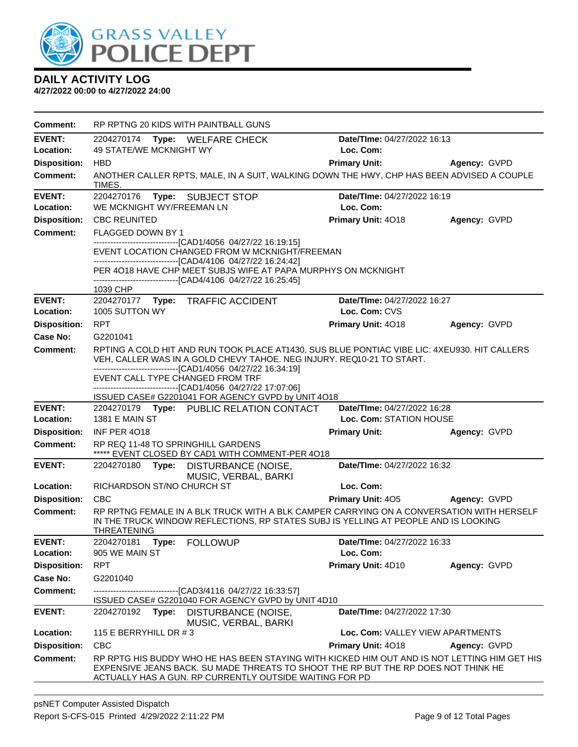# DAILY ACTIVITY LOG

**4/27/2022 00:00 to 4/27/2022 24:00**

**Comment:** RP RPTNG 20 KIDS WITH PAINTBALL GUNS

---

**EVENT:** 2204270174 **Type:** WELFARE CHECK **Date/TIme:** 04/27/2022 16:13
**Location:** 49 STATE/WE MCKNIGHT WY **Loc. Com:**
**Disposition:** HBD **Primary Unit:** **Agency:** GVPD
**Comment:** ANOTHER CALLER RPTS, MALE, IN A SUIT, WALKING DOWN THE HWY, CHP HAS BEEN ADVISED A COUPLE TIMES.

---

**EVENT:** 2204270176 **Type:** SUBJECT STOP **Date/TIme:** 04/27/2022 16:19
**Location:** WE MCKNIGHT WY/FREEMAN LN **Loc. Com:**
**Disposition:** CBC REUNITED **Primary Unit:** 4O18 **Agency:** GVPD
**Comment:** FLAGGED DOWN BY 1
------------------------------[CAD1/4056 04/27/22 16:19:15]
EVENT LOCATION CHANGED FROM W MCKNIGHT/FREEMAN
------------------------------[CAD4/4106 04/27/22 16:24:42]
PER 4O18 HAVE CHP MEET SUBJS WIFE AT PAPA MURPHYS ON MCKNIGHT
------------------------------[CAD4/4106 04/27/22 16:25:45]
1039 CHP

---

**EVENT:** 2204270177 **Type:** TRAFFIC ACCIDENT **Date/TIme:** 04/27/2022 16:27
**Location:** 1005 SUTTON WY **Loc. Com:** CVS
**Disposition:** RPT **Primary Unit:** 4O18 **Agency:** GVPD
**Case No:** G2201041
**Comment:** RPTING A COLD HIT AND RUN TOOK PLACE AT1430, SUS BLUE PONTIAC VIBE LIC: 4XEU930. HIT CALLERS VEH, CALLER WAS IN A GOLD CHEVY TAHOE. NEG INJURY. REQ10-21 TO START.
------------------------------[CAD1/4056 04/27/22 16:34:19]
EVENT CALL TYPE CHANGED FROM TRF
------------------------------[CAD1/4056 04/27/22 17:07:06]
ISSUED CASE# G2201041 FOR AGENCY GVPD by UNIT 4O18

---

**EVENT:** 2204270179 **Type:** PUBLIC RELATION CONTACT **Date/TIme:** 04/27/2022 16:28
**Location:** 1381 E MAIN ST **Loc. Com:** STATION HOUSE
**Disposition:** INF PER 4O18 **Primary Unit:** **Agency:** GVPD
**Comment:** RP REQ 11-48 TO SPRINGHILL GARDENS
***** EVENT CLOSED BY CAD1 WITH COMMENT-PER 4O18

---

**EVENT:** 2204270180 **Type:** DISTURBANCE (NOISE, MUSIC, VERBAL, BARKI **Date/TIme:** 04/27/2022 16:32
**Location:** RICHARDSON ST/NO CHURCH ST **Loc. Com:**
**Disposition:** CBC **Primary Unit:** 4O5 **Agency:** GVPD
**Comment:** RP RPTNG FEMALE IN A BLK TRUCK WITH A BLK CAMPER CARRYING ON A CONVERSATION WITH HERSELF IN THE TRUCK WINDOW REFLECTIONS, RP STATES SUBJ IS YELLING AT PEOPLE AND IS LOOKING THREATENING

---

**EVENT:** 2204270181 **Type:** FOLLOWUP **Date/TIme:** 04/27/2022 16:33
**Location:** 905 WE MAIN ST **Loc. Com:**
**Disposition:** RPT **Primary Unit:** 4D10 **Agency:** GVPD
**Case No:** G2201040
**Comment:** ------------------------------[CAD3/4116 04/27/22 16:33:57]
ISSUED CASE# G2201040 FOR AGENCY GVPD by UNIT 4D10

---

**EVENT:** 2204270192 **Type:** DISTURBANCE (NOISE, MUSIC, VERBAL, BARKI **Date/TIme:** 04/27/2022 17:30
**Location:** 115 E BERRYHILL DR # 3 **Loc. Com:** VALLEY VIEW APARTMENTS
**Disposition:** CBC **Primary Unit:** 4O18 **Agency:** GVPD
**Comment:** RP RPTG HIS BUDDY WHO HE HAS BEEN STAYING WITH KICKED HIM OUT AND IS NOT LETTING HIM GET HIS EXPENSIVE JEANS BACK. SU MADE THREATS TO SHOOT THE RP BUT THE RP DOES NOT THINK HE ACTUALLY HAS A GUN. RP CURRENTLY OUTSIDE WAITING FOR PD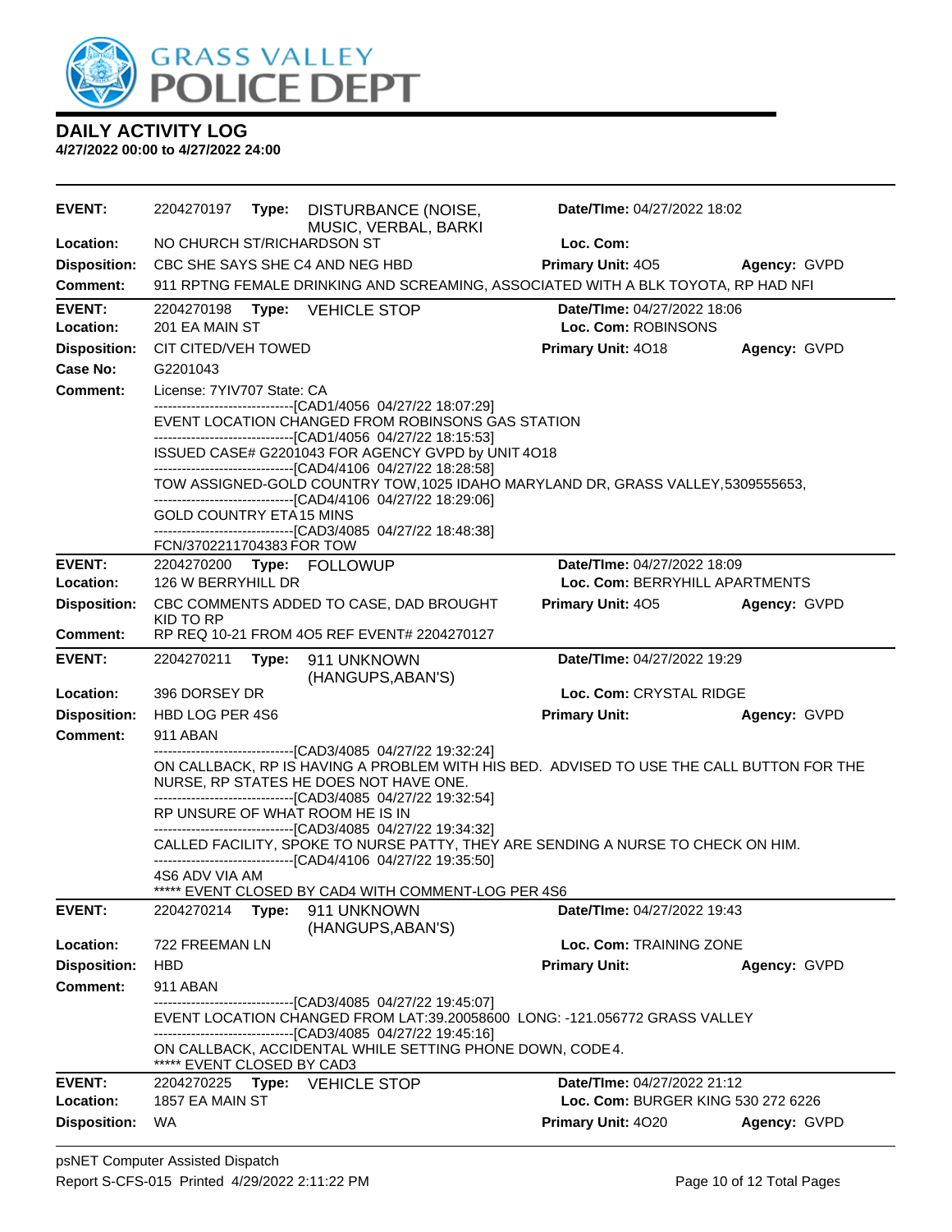# GRASS VALLEY POLICE DEPT

## DAILY ACTIVITY LOG

**4/27/2022 00:00 to 4/27/2022 24:00**

---

**EVENT:** 2204270197 **Type:** DISTURBANCE (NOISE, MUSIC, VERBAL, BARKI **Date/TIme:** 04/27/2022 18:02
**Location:** NO CHURCH ST/RICHARDSON ST **Loc. Com:**
**Disposition:** CBC SHE SAYS SHE C4 AND NEG HBD **Primary Unit:** 4O5 **Agency:** GVPD
**Comment:** 911 RPTNG FEMALE DRINKING AND SCREAMING, ASSOCIATED WITH A BLK TOYOTA, RP HAD NFI

---

**EVENT:** 2204270198 **Type:** VEHICLE STOP **Date/TIme:** 04/27/2022 18:06
**Location:** 201 EA MAIN ST **Loc. Com:** ROBINSONS
**Disposition:** CIT CITED/VEH TOWED **Primary Unit:** 4O18 **Agency:** GVPD
**Case No:** G2201043
**Comment:** License: 7YIV707 State: CA

------------------------------[CAD1/4056 04/27/22 18:07:29]
EVENT LOCATION CHANGED FROM ROBINSONS GAS STATION
------------------------------[CAD1/4056 04/27/22 18:15:53]
ISSUED CASE# G2201043 FOR AGENCY GVPD by UNIT 4O18
------------------------------[CAD4/4106 04/27/22 18:28:58]
TOW ASSIGNED-GOLD COUNTRY TOW,1025 IDAHO MARYLAND DR, GRASS VALLEY,5309555653,
------------------------------[CAD4/4106 04/27/22 18:29:06]
GOLD COUNTRY ETA 15 MINS
------------------------------[CAD3/4085 04/27/22 18:48:38]
FCN/3702211704383 FOR TOW

---

**EVENT:** 2204270200 **Type:** FOLLOWUP **Date/TIme:** 04/27/2022 18:09
**Location:** 126 W BERRYHILL DR **Loc. Com:** BERRYHILL APARTMENTS
**Disposition:** CBC COMMENTS ADDED TO CASE, DAD BROUGHT KID TO RP **Primary Unit:** 4O5 **Agency:** GVPD
**Comment:** RP REQ 10-21 FROM 4O5 REF EVENT# 2204270127

---

**EVENT:** 2204270211 **Type:** 911 UNKNOWN (HANGUPS,ABAN'S) **Date/TIme:** 04/27/2022 19:29
**Location:** 396 DORSEY DR **Loc. Com:** CRYSTAL RIDGE
**Disposition:** HBD LOG PER 4S6 **Primary Unit:** **Agency:** GVPD
**Comment:** 911 ABAN

------------------------------[CAD3/4085 04/27/22 19:32:24]
ON CALLBACK, RP IS HAVING A PROBLEM WITH HIS BED. ADVISED TO USE THE CALL BUTTON FOR THE NURSE, RP STATES HE DOES NOT HAVE ONE.
------------------------------[CAD3/4085 04/27/22 19:32:54]
RP UNSURE OF WHAT ROOM HE IS IN
------------------------------[CAD3/4085 04/27/22 19:34:32]
CALLED FACILITY, SPOKE TO NURSE PATTY, THEY ARE SENDING A NURSE TO CHECK ON HIM.
------------------------------[CAD4/4106 04/27/22 19:35:50]
4S6 ADV VIA AM
***** EVENT CLOSED BY CAD4 WITH COMMENT-LOG PER 4S6

---

**EVENT:** 2204270214 **Type:** 911 UNKNOWN (HANGUPS,ABAN'S) **Date/TIme:** 04/27/2022 19:43
**Location:** 722 FREEMAN LN **Loc. Com:** TRAINING ZONE
**Disposition:** HBD **Primary Unit:** **Agency:** GVPD
**Comment:** 911 ABAN

------------------------------[CAD3/4085 04/27/22 19:45:07]
EVENT LOCATION CHANGED FROM LAT:39.20058600 LONG: -121.056772 GRASS VALLEY
------------------------------[CAD3/4085 04/27/22 19:45:16]
ON CALLBACK, ACCIDENTAL WHILE SETTING PHONE DOWN, CODE4.
***** EVENT CLOSED BY CAD3

---

**EVENT:** 2204270225 **Type:** VEHICLE STOP **Date/TIme:** 04/27/2022 21:12
**Location:** 1857 EA MAIN ST **Loc. Com:** BURGER KING 530 272 6226
**Disposition:** WA **Primary Unit:** 4O20 **Agency:** GVPD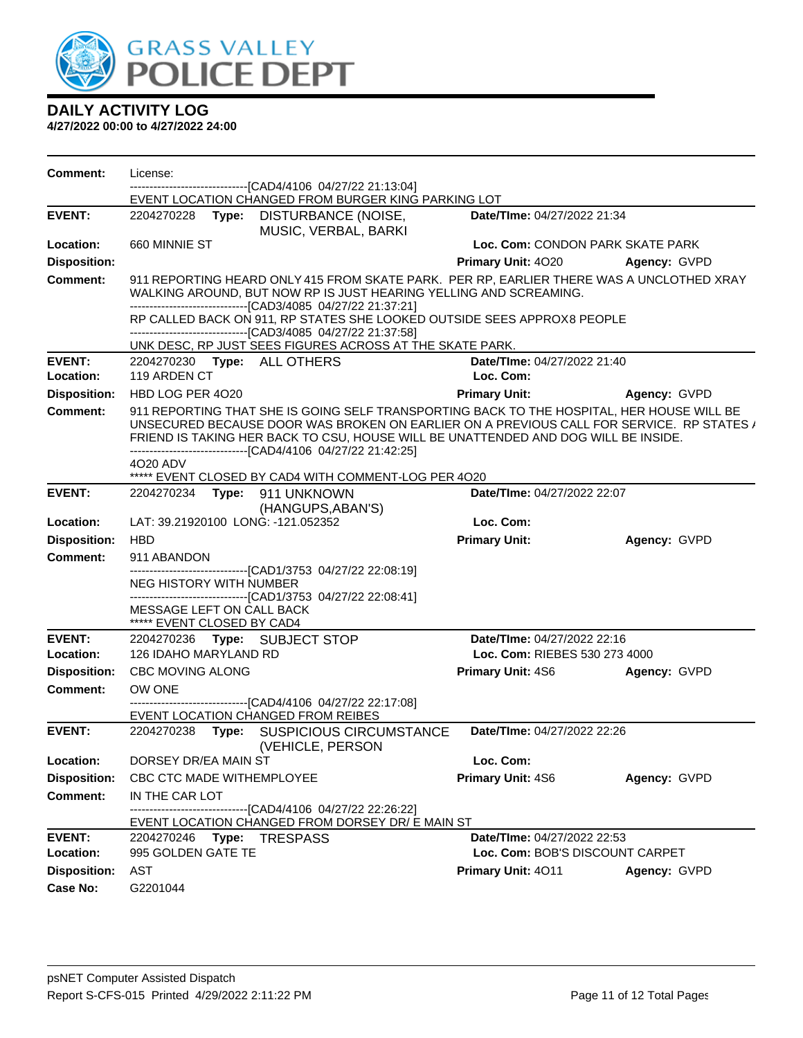# DAILY ACTIVITY LOG

**4/27/2022 00:00 to 4/27/2022 24:00**

**Comment:** License:
------------------------------[CAD4/4106 04/27/22 21:13:04]
EVENT LOCATION CHANGED FROM BURGER KING PARKING LOT

| | | | |
|---|---|---|---|
| **EVENT:** | 2204270228 **Type:** DISTURBANCE (NOISE, MUSIC, VERBAL, BARKI | **Date/TIme:** 04/27/2022 21:34 | |
| **Location:** | 660 MINNIE ST | **Loc. Com:** CONDON PARK SKATE PARK | |
| **Disposition:** | | **Primary Unit:** 4O20 | **Agency:** GVPD |

**Comment:** 911 REPORTING HEARD ONLY 415 FROM SKATE PARK. PER RP, EARLIER THERE WAS A UNCLOTHED XRAY WALKING AROUND, BUT NOW RP IS JUST HEARING YELLING AND SCREAMING.
------------------------------[CAD3/4085 04/27/22 21:37:21]
RP CALLED BACK ON 911, RP STATES SHE LOOKED OUTSIDE SEES APPROX8 PEOPLE
------------------------------[CAD3/4085 04/27/22 21:37:58]
UNK DESC, RP JUST SEES FIGURES ACROSS AT THE SKATE PARK.

| | | | |
|---|---|---|---|
| **EVENT:** | 2204270230 **Type:** ALL OTHERS | **Date/TIme:** 04/27/2022 21:40 | |
| **Location:** | 119 ARDEN CT | **Loc. Com:** | |
| **Disposition:** | HBD LOG PER 4O20 | **Primary Unit:** | **Agency:** GVPD |

**Comment:** 911 REPORTING THAT SHE IS GOING SELF TRANSPORTING BACK TO THE HOSPITAL, HER HOUSE WILL BE UNSECURED BECAUSE DOOR WAS BROKEN ON EARLIER ON A PREVIOUS CALL FOR SERVICE. RP STATES A FRIEND IS TAKING HER BACK TO CSU, HOUSE WILL BE UNATTENDED AND DOG WILL BE INSIDE.
------------------------------[CAD4/4106 04/27/22 21:42:25]
4O20 ADV
***** EVENT CLOSED BY CAD4 WITH COMMENT-LOG PER 4O20

| | | | |
|---|---|---|---|
| **EVENT:** | 2204270234 **Type:** 911 UNKNOWN (HANGUPS,ABAN'S) | **Date/TIme:** 04/27/2022 22:07 | |
| **Location:** | LAT: 39.21920100 LONG: -121.052352 | **Loc. Com:** | |
| **Disposition:** | HBD | **Primary Unit:** | **Agency:** GVPD |

**Comment:** 911 ABANDON
------------------------------[CAD1/3753 04/27/22 22:08:19]
NEG HISTORY WITH NUMBER
------------------------------[CAD1/3753 04/27/22 22:08:41]
MESSAGE LEFT ON CALL BACK
***** EVENT CLOSED BY CAD4

| | | | |
|---|---|---|---|
| **EVENT:** | 2204270236 **Type:** SUBJECT STOP | **Date/TIme:** 04/27/2022 22:16 | |
| **Location:** | 126 IDAHO MARYLAND RD | **Loc. Com:** RIEBES 530 273 4000 | |
| **Disposition:** | CBC MOVING ALONG | **Primary Unit:** 4S6 | **Agency:** GVPD |

**Comment:** OW ONE
------------------------------[CAD4/4106 04/27/22 22:17:08]
EVENT LOCATION CHANGED FROM REIBES

| | | | |
|---|---|---|---|
| **EVENT:** | 2204270238 **Type:** SUSPICIOUS CIRCUMSTANCE (VEHICLE, PERSON | **Date/TIme:** 04/27/2022 22:26 | |
| **Location:** | DORSEY DR/EA MAIN ST | **Loc. Com:** | |
| **Disposition:** | CBC CTC MADE WITHEMPLOYEE | **Primary Unit:** 4S6 | **Agency:** GVPD |

**Comment:** IN THE CAR LOT
------------------------------[CAD4/4106 04/27/22 22:26:22]
EVENT LOCATION CHANGED FROM DORSEY DR/ E MAIN ST

| | | | |
|---|---|---|---|
| **EVENT:** | 2204270246 **Type:** TRESPASS | **Date/TIme:** 04/27/2022 22:53 | |
| **Location:** | 995 GOLDEN GATE TE | **Loc. Com:** BOB'S DISCOUNT CARPET | |
| **Disposition:** | AST | **Primary Unit:** 4O11 | **Agency:** GVPD |
| **Case No:** | G2201044 | | |

psNET Computer Assisted Dispatch
Report S-CFS-015 Printed 4/29/2022 2:11:22 PM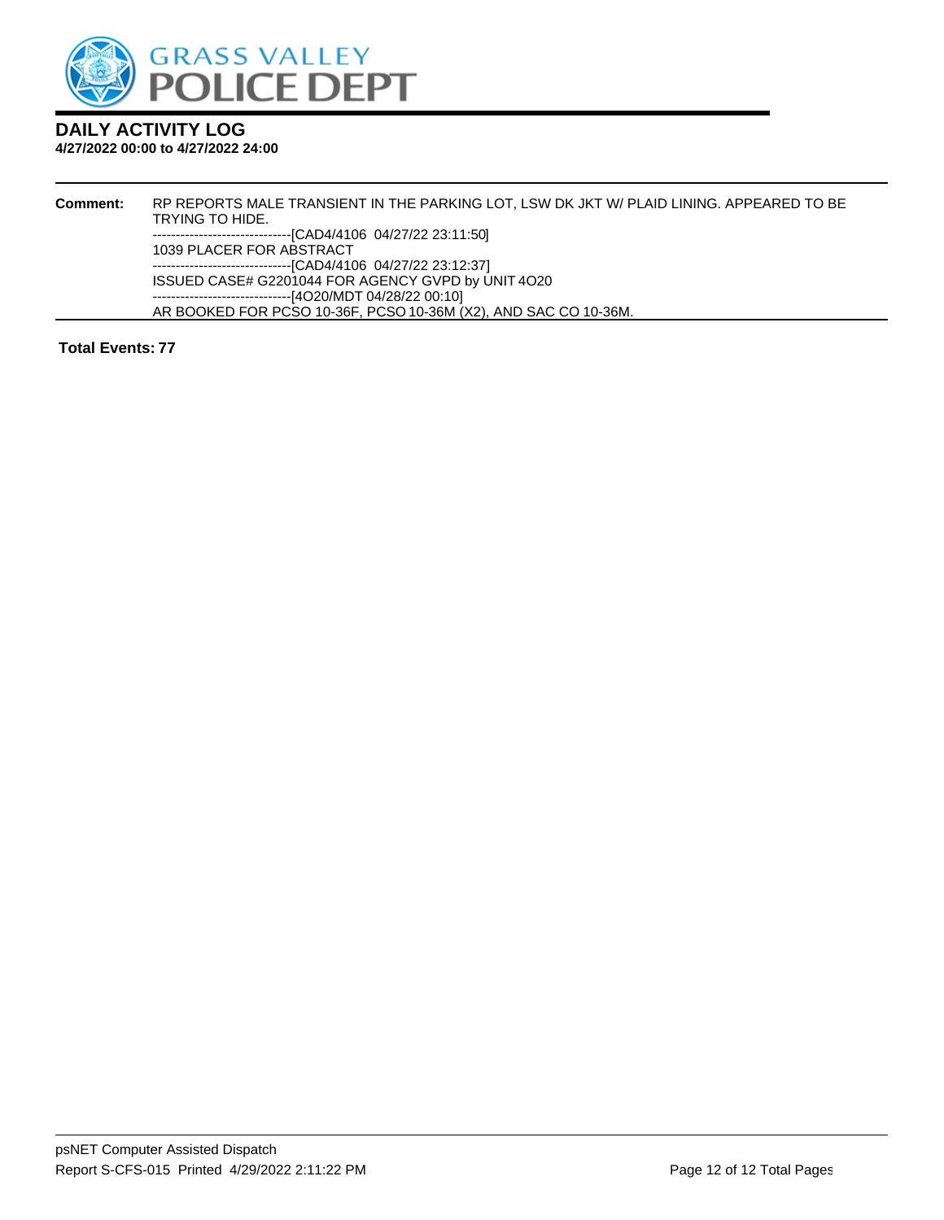## DAILY ACTIVITY LOG

**4/27/2022 00:00 to 4/27/2022 24:00**

| | |
|---|---|
| **Comment:** | RP REPORTS MALE TRANSIENT IN THE PARKING LOT, LSW DK JKT W/ PLAID LINING. APPEARED TO BE TRYING TO HIDE.<br>------------------------------[CAD4/4106 04/27/22 23:11:50]<br>1039 PLACER FOR ABSTRACT<br>------------------------------[CAD4/4106 04/27/22 23:12:37]<br>ISSUED CASE# G2201044 FOR AGENCY GVPD by UNIT 4O20<br>------------------------------[4O20/MDT 04/28/22 00:10]<br>AR BOOKED FOR PCSO 10-36F, PCSO 10-36M (X2), AND SAC CO 10-36M. |

**Total Events: 77**

psNET Computer Assisted Dispatch

Report S-CFS-015 Printed 4/29/2022 2:11:22 PM